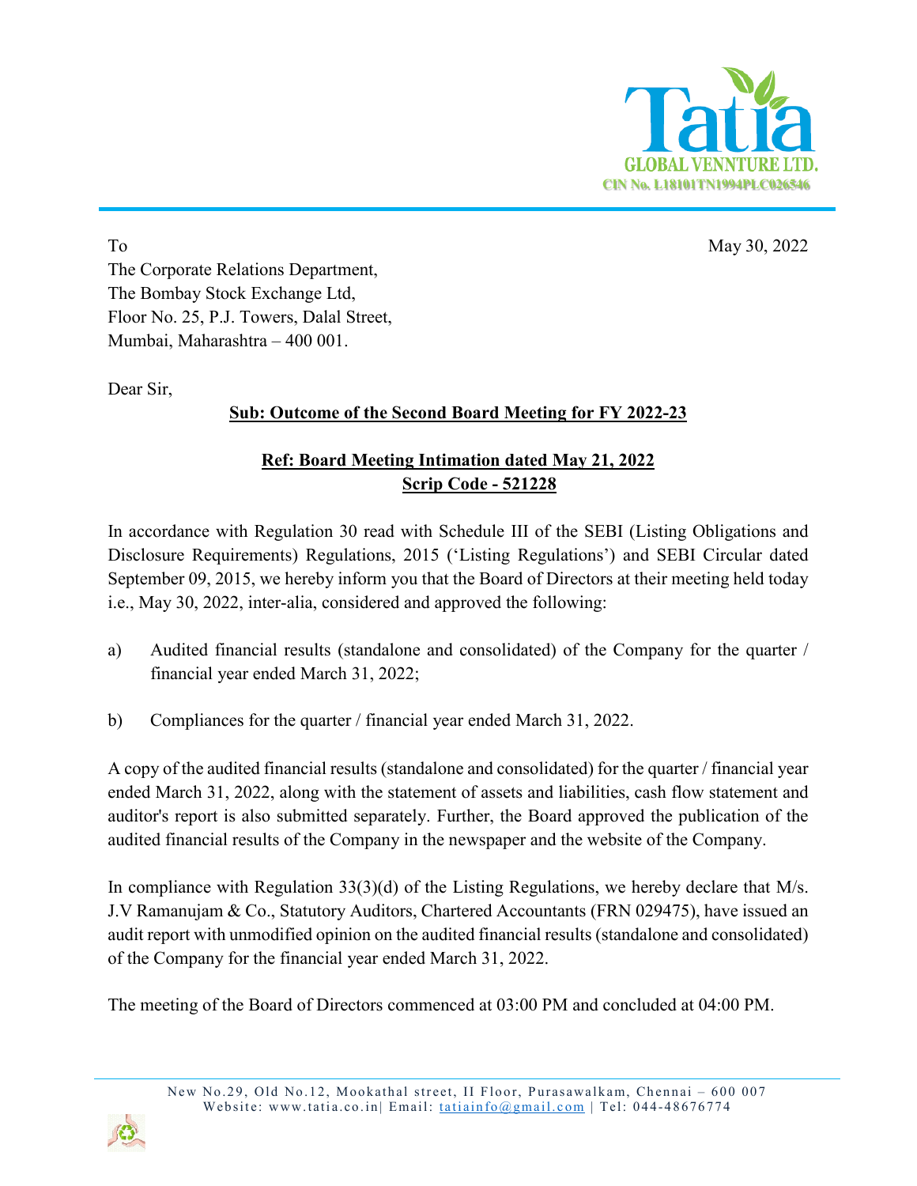**Tatia**
**GLOBAL VENNTURE LTD.**
CIN No. L18101TN1994PLC026546

To

The Corporate Relations Department,
The Bombay Stock Exchange Ltd,
Floor No. 25, P.J. Towers, Dalal Street,
Mumbai, Maharashtra – 400 001.

May 30, 2022

Dear Sir,

**Sub: Outcome of the Second Board Meeting for FY 2022-23**

**Ref: Board Meeting Intimation dated May 21, 2022**
**Scrip Code - 521228**

In accordance with Regulation 30 read with Schedule III of the SEBI (Listing Obligations and Disclosure Requirements) Regulations, 2015 ('Listing Regulations') and SEBI Circular dated September 09, 2015, we hereby inform you that the Board of Directors at their meeting held today i.e., May 30, 2022, inter-alia, considered and approved the following:

a) Audited financial results (standalone and consolidated) of the Company for the quarter / financial year ended March 31, 2022;

b) Compliances for the quarter / financial year ended March 31, 2022.

A copy of the audited financial results (standalone and consolidated) for the quarter / financial year ended March 31, 2022, along with the statement of assets and liabilities, cash flow statement and auditor's report is also submitted separately. Further, the Board approved the publication of the audited financial results of the Company in the newspaper and the website of the Company.

In compliance with Regulation 33(3)(d) of the Listing Regulations, we hereby declare that M/s. J.V Ramanujam & Co., Statutory Auditors, Chartered Accountants (FRN 029475), have issued an audit report with unmodified opinion on the audited financial results (standalone and consolidated) of the Company for the financial year ended March 31, 2022.

The meeting of the Board of Directors commenced at 03:00 PM and concluded at 04:00 PM.

New No.29, Old No.12, Mookathal street, II Floor, Purasawalkam, Chennai – 600 007
Website: www.tatia.co.in| Email: tatiainfo@gmail.com | Tel: 044-48676774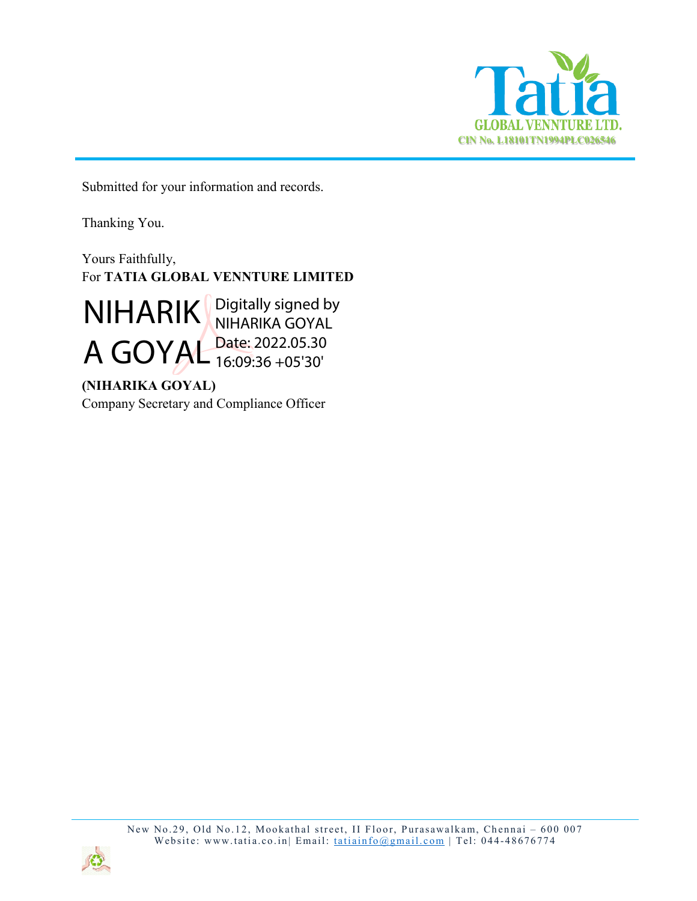Submitted for your information and records.

Thanking You.

Yours Faithfully,
For **TATIA GLOBAL VENNTURE LIMITED**

NIHARIKA GOYAL Digitally signed by NIHARIKA GOYAL Date: 2022.05.30 16:09:36 +05'30'

**(NIHARIKA GOYAL)**
Company Secretary and Compliance Officer